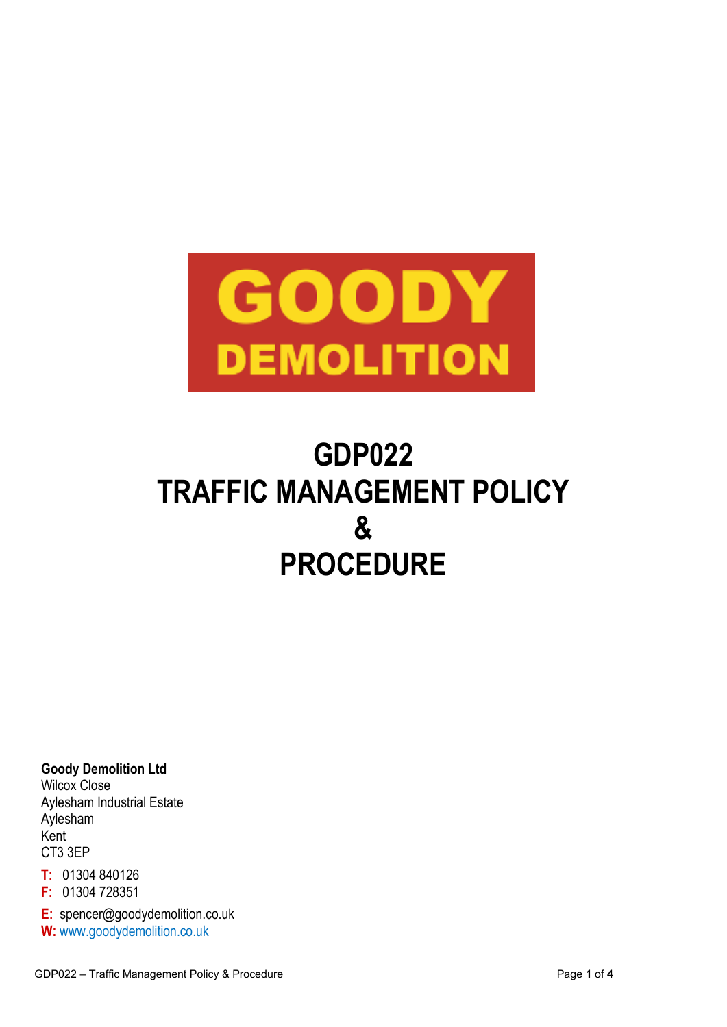GOODY
DEMOLITION

# GDP022
# TRAFFIC MANAGEMENT POLICY
# &
# PROCEDURE

**Goody Demolition Ltd**
Wilcox Close
Aylesham Industrial Estate
Aylesham
Kent
CT3 3EP

**T:** 01304 840126
**F:** 01304 728351

**E:** spencer@goodydemolition.co.uk
**W:** www.goodydemolition.co.uk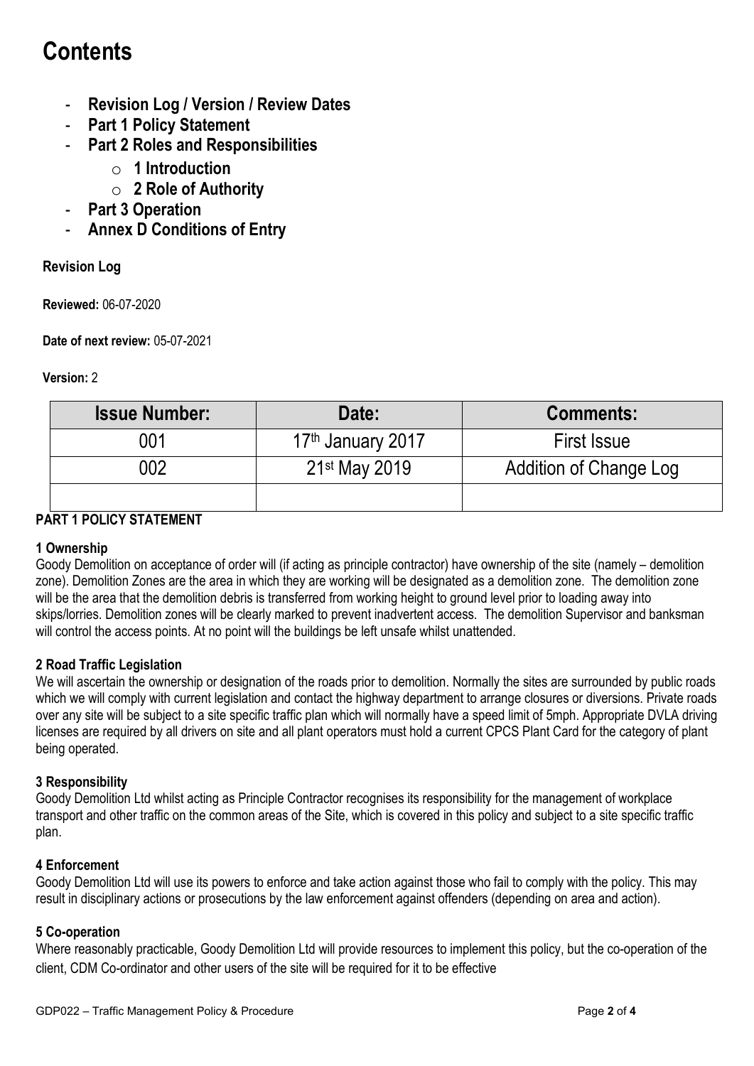# Contents

- **Revision Log / Version / Review Dates**
- **Part 1 Policy Statement**
- **Part 2 Roles and Responsibilities**
    - **1 Introduction**
    - **2 Role of Authority**
- **Part 3 Operation**
- **Annex D Conditions of Entry**

**Revision Log**

**Reviewed:** 06-07-2020

**Date of next review:** 05-07-2021

**Version:** 2

| Issue Number: | Date: | Comments: |
|---|---|---|
| 001 | 17th January 2017 | First Issue |
| 002 | 21st May 2019 | Addition of Change Log |
| | | |

**PART 1 POLICY STATEMENT**

**1 Ownership**

Goody Demolition on acceptance of order will (if acting as principle contractor) have ownership of the site (namely – demolition zone). Demolition Zones are the area in which they are working will be designated as a demolition zone. The demolition zone will be the area that the demolition debris is transferred from working height to ground level prior to loading away into skips/lorries. Demolition zones will be clearly marked to prevent inadvertent access. The demolition Supervisor and banksman will control the access points. At no point will the buildings be left unsafe whilst unattended.

**2 Road Traffic Legislation**

We will ascertain the ownership or designation of the roads prior to demolition. Normally the sites are surrounded by public roads which we will comply with current legislation and contact the highway department to arrange closures or diversions. Private roads over any site will be subject to a site specific traffic plan which will normally have a speed limit of 5mph. Appropriate DVLA driving licenses are required by all drivers on site and all plant operators must hold a current CPCS Plant Card for the category of plant being operated.

**3 Responsibility**

Goody Demolition Ltd whilst acting as Principle Contractor recognises its responsibility for the management of workplace transport and other traffic on the common areas of the Site, which is covered in this policy and subject to a site specific traffic plan.

**4 Enforcement**

Goody Demolition Ltd will use its powers to enforce and take action against those who fail to comply with the policy. This may result in disciplinary actions or prosecutions by the law enforcement against offenders (depending on area and action).

**5 Co-operation**

Where reasonably practicable, Goody Demolition Ltd will provide resources to implement this policy, but the co-operation of the client, CDM Co-ordinator and other users of the site will be required for it to be effective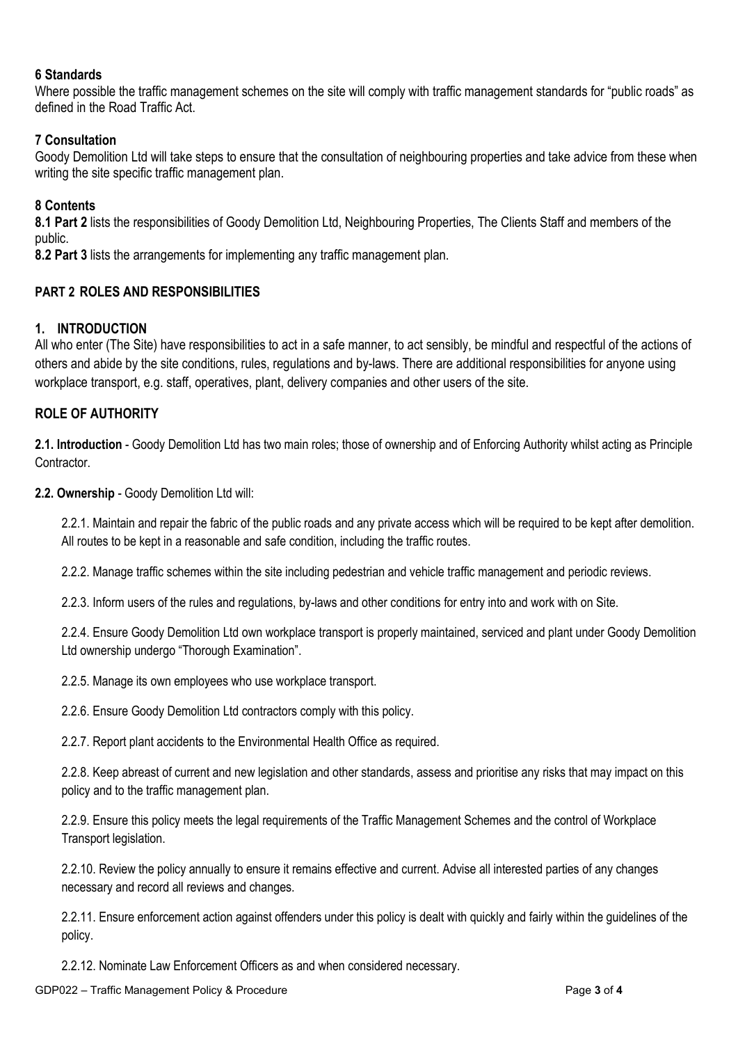## 6 Standards

Where possible the traffic management schemes on the site will comply with traffic management standards for "public roads" as defined in the Road Traffic Act.

## 7 Consultation

Goody Demolition Ltd will take steps to ensure that the consultation of neighbouring properties and take advice from these when writing the site specific traffic management plan.

## 8 Contents

**8.1 Part 2** lists the responsibilities of Goody Demolition Ltd, Neighbouring Properties, The Clients Staff and members of the public.

**8.2 Part 3** lists the arrangements for implementing any traffic management plan.

## PART 2 ROLES AND RESPONSIBILITIES

### 1. INTRODUCTION

All who enter (The Site) have responsibilities to act in a safe manner, to act sensibly, be mindful and respectful of the actions of others and abide by the site conditions, rules, regulations and by-laws. There are additional responsibilities for anyone using workplace transport, e.g. staff, operatives, plant, delivery companies and other users of the site.

### ROLE OF AUTHORITY

**2.1. Introduction** - Goody Demolition Ltd has two main roles; those of ownership and of Enforcing Authority whilst acting as Principle Contractor.

**2.2. Ownership** - Goody Demolition Ltd will:

2.2.1. Maintain and repair the fabric of the public roads and any private access which will be required to be kept after demolition. All routes to be kept in a reasonable and safe condition, including the traffic routes.

2.2.2. Manage traffic schemes within the site including pedestrian and vehicle traffic management and periodic reviews.

2.2.3. Inform users of the rules and regulations, by-laws and other conditions for entry into and work with on Site.

2.2.4. Ensure Goody Demolition Ltd own workplace transport is properly maintained, serviced and plant under Goody Demolition Ltd ownership undergo "Thorough Examination".

2.2.5. Manage its own employees who use workplace transport.

2.2.6. Ensure Goody Demolition Ltd contractors comply with this policy.

2.2.7. Report plant accidents to the Environmental Health Office as required.

2.2.8. Keep abreast of current and new legislation and other standards, assess and prioritise any risks that may impact on this policy and to the traffic management plan.

2.2.9. Ensure this policy meets the legal requirements of the Traffic Management Schemes and the control of Workplace Transport legislation.

2.2.10. Review the policy annually to ensure it remains effective and current. Advise all interested parties of any changes necessary and record all reviews and changes.

2.2.11. Ensure enforcement action against offenders under this policy is dealt with quickly and fairly within the guidelines of the policy.

2.2.12. Nominate Law Enforcement Officers as and when considered necessary.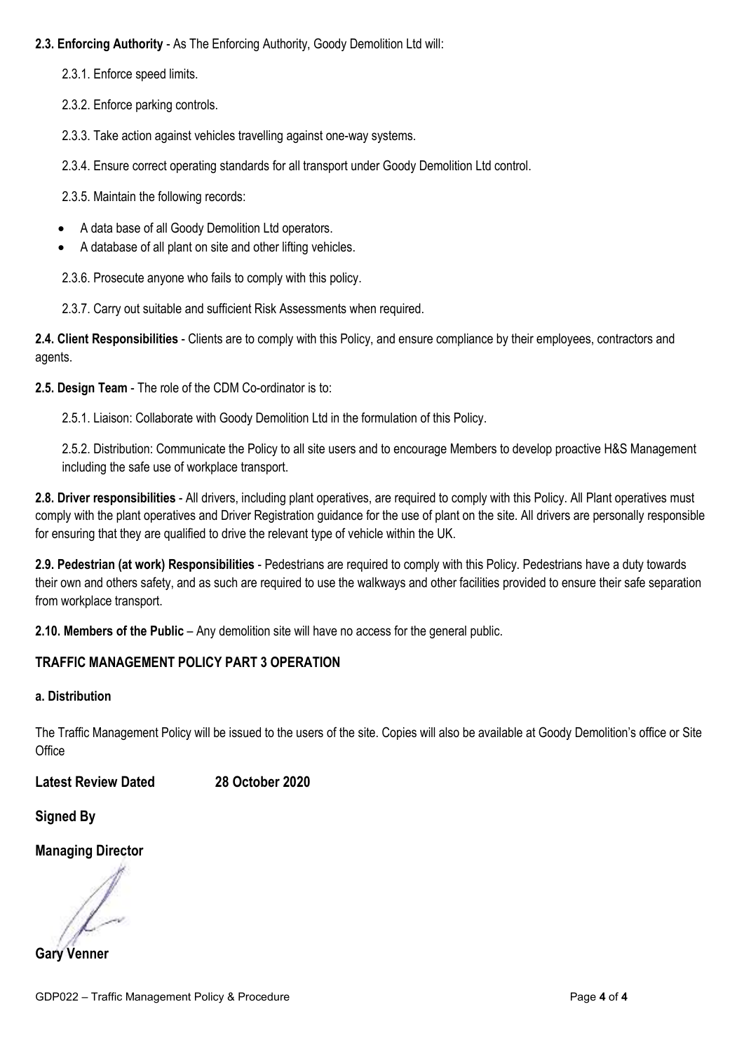**2.3. Enforcing Authority** - As The Enforcing Authority, Goody Demolition Ltd will:

2.3.1. Enforce speed limits.

2.3.2. Enforce parking controls.

2.3.3. Take action against vehicles travelling against one-way systems.

2.3.4. Ensure correct operating standards for all transport under Goody Demolition Ltd control.

2.3.5. Maintain the following records:

- A data base of all Goody Demolition Ltd operators.
- A database of all plant on site and other lifting vehicles.

2.3.6. Prosecute anyone who fails to comply with this policy.

2.3.7. Carry out suitable and sufficient Risk Assessments when required.

**2.4. Client Responsibilities** - Clients are to comply with this Policy, and ensure compliance by their employees, contractors and agents.

**2.5. Design Team** - The role of the CDM Co-ordinator is to:

2.5.1. Liaison: Collaborate with Goody Demolition Ltd in the formulation of this Policy.

2.5.2. Distribution: Communicate the Policy to all site users and to encourage Members to develop proactive H&S Management including the safe use of workplace transport.

**2.8. Driver responsibilities** - All drivers, including plant operatives, are required to comply with this Policy. All Plant operatives must comply with the plant operatives and Driver Registration guidance for the use of plant on the site. All drivers are personally responsible for ensuring that they are qualified to drive the relevant type of vehicle within the UK.

**2.9. Pedestrian (at work) Responsibilities** - Pedestrians are required to comply with this Policy. Pedestrians have a duty towards their own and others safety, and as such are required to use the walkways and other facilities provided to ensure their safe separation from workplace transport.

**2.10. Members of the Public** – Any demolition site will have no access for the general public.

## TRAFFIC MANAGEMENT POLICY PART 3 OPERATION

### a. Distribution

The Traffic Management Policy will be issued to the users of the site. Copies will also be available at Goody Demolition's office or Site Office

**Latest Review Dated 28 October 2020**

**Signed By**

**Managing Director**

**Gary Venner**